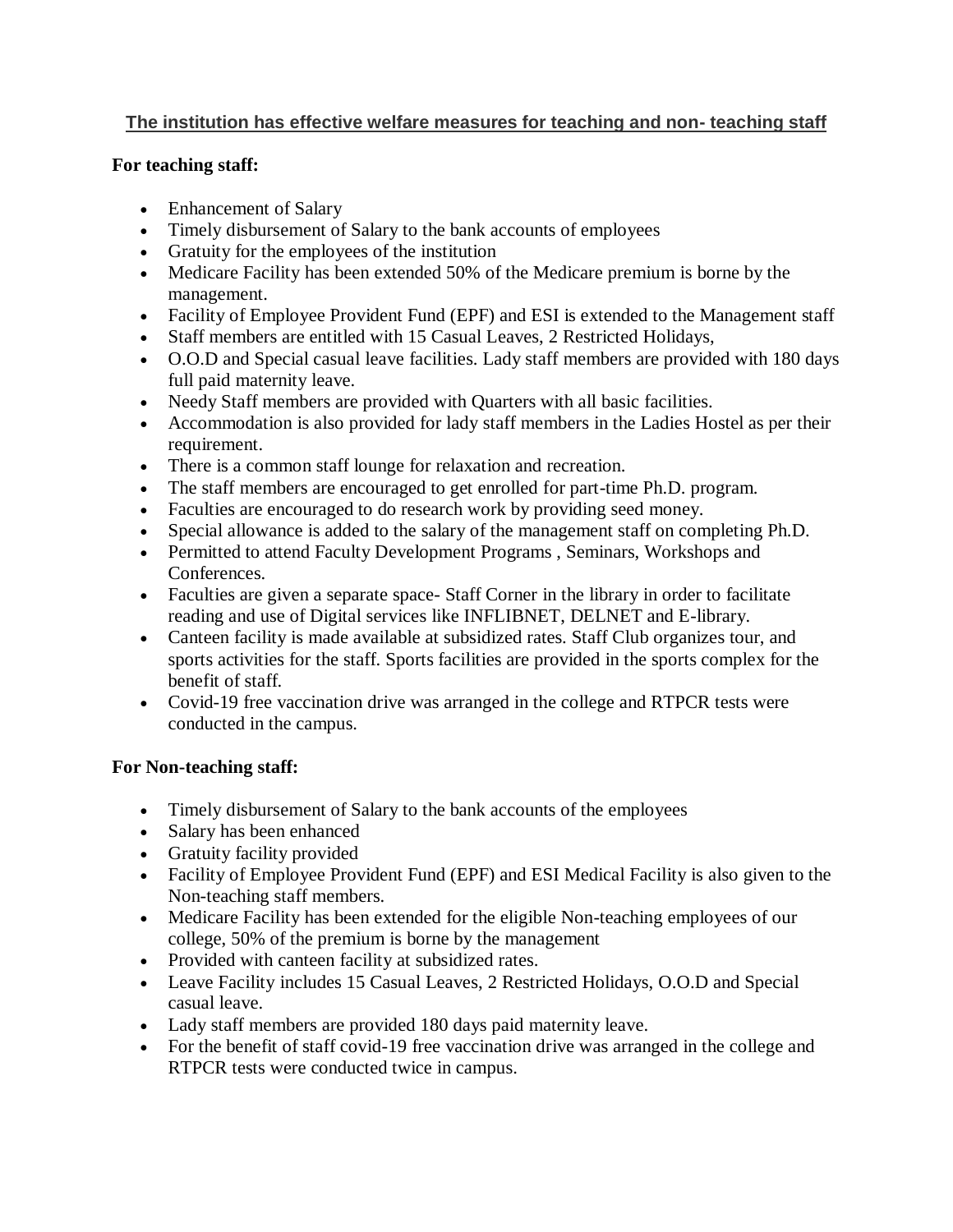## The institution has effective welfare measures for teaching and non- teaching staff

**For teaching staff:**

- Enhancement of Salary
- Timely disbursement of Salary to the bank accounts of employees
- Gratuity for the employees of the institution
- Medicare Facility has been extended 50% of the Medicare premium is borne by the management.
- Facility of Employee Provident Fund (EPF) and ESI is extended to the Management staff
- Staff members are entitled with 15 Casual Leaves, 2 Restricted Holidays,
- O.O.D and Special casual leave facilities. Lady staff members are provided with 180 days full paid maternity leave.
- Needy Staff members are provided with Quarters with all basic facilities.
- Accommodation is also provided for lady staff members in the Ladies Hostel as per their requirement.
- There is a common staff lounge for relaxation and recreation.
- The staff members are encouraged to get enrolled for part-time Ph.D. program.
- Faculties are encouraged to do research work by providing seed money.
- Special allowance is added to the salary of the management staff on completing Ph.D.
- Permitted to attend Faculty Development Programs , Seminars, Workshops and Conferences.
- Faculties are given a separate space- Staff Corner in the library in order to facilitate reading and use of Digital services like INFLIBNET, DELNET and E-library.
- Canteen facility is made available at subsidized rates. Staff Club organizes tour, and sports activities for the staff. Sports facilities are provided in the sports complex for the benefit of staff.
- Covid-19 free vaccination drive was arranged in the college and RTPCR tests were conducted in the campus.

**For Non-teaching staff:**

- Timely disbursement of Salary to the bank accounts of the employees
- Salary has been enhanced
- Gratuity facility provided
- Facility of Employee Provident Fund (EPF) and ESI Medical Facility is also given to the Non-teaching staff members.
- Medicare Facility has been extended for the eligible Non-teaching employees of our college, 50% of the premium is borne by the management
- Provided with canteen facility at subsidized rates.
- Leave Facility includes 15 Casual Leaves, 2 Restricted Holidays, O.O.D and Special casual leave.
- Lady staff members are provided 180 days paid maternity leave.
- For the benefit of staff covid-19 free vaccination drive was arranged in the college and RTPCR tests were conducted twice in campus.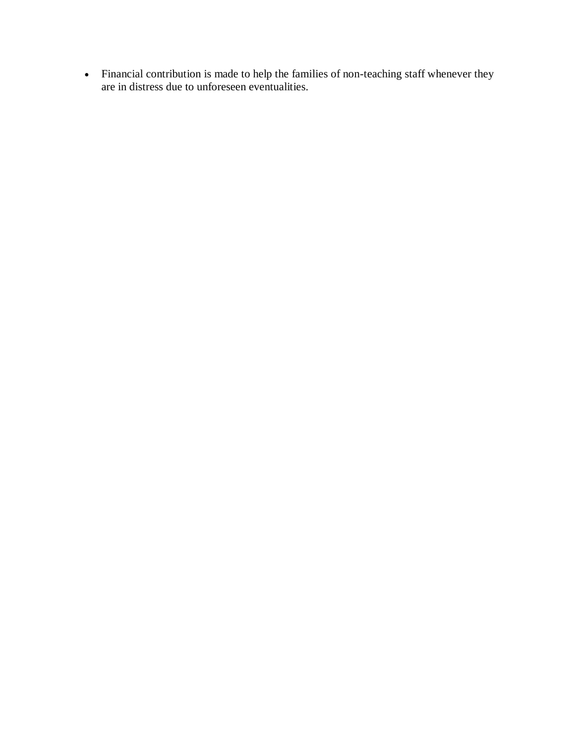- Financial contribution is made to help the families of non-teaching staff whenever they are in distress due to unforeseen eventualities.